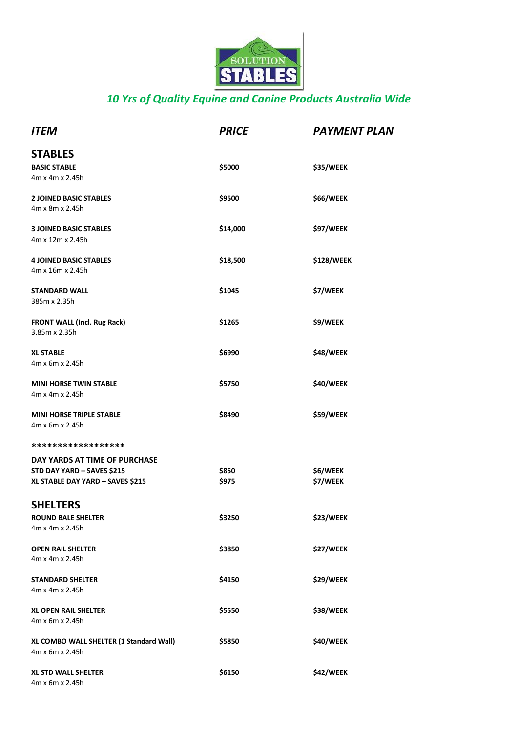SOLUTION STABLES

*10 Yrs of Quality Equine and Canine Products Australia Wide*

| *ITEM* | *PRICE* | *PAYMENT PLAN* |
|---|---|---|
| **STABLES** | | |
| **BASIC STABLE**<br>4m x 4m x 2.45h | **$5000** | **$35/WEEK** |
| **2 JOINED BASIC STABLES**<br>4m x 8m x 2.45h | **$9500** | **$66/WEEK** |
| **3 JOINED BASIC STABLES**<br>4m x 12m x 2.45h | **$14,000** | **$97/WEEK** |
| **4 JOINED BASIC STABLES**<br>4m x 16m x 2.45h | **$18,500** | **$128/WEEK** |
| **STANDARD WALL**<br>385m x 2.35h | **$1045** | **$7/WEEK** |
| **FRONT WALL (Incl. Rug Rack)**<br>3.85m x 2.35h | **$1265** | **$9/WEEK** |
| **XL STABLE**<br>4m x 6m x 2.45h | **$6990** | **$48/WEEK** |
| **MINI HORSE TWIN STABLE**<br>4m x 4m x 2.45h | **$5750** | **$40/WEEK** |
| **MINI HORSE TRIPLE STABLE**<br>4m x 6m x 2.45h | **$8490** | **$59/WEEK** |
| ***************** | | |
| **DAY YARDS AT TIME OF PURCHASE** | | |
| **STD DAY YARD – SAVES $215** | **$850** | **$6/WEEK** |
| **XL STABLE DAY YARD – SAVES $215** | **$975** | **$7/WEEK** |
| **SHELTERS** | | |
| **ROUND BALE SHELTER**<br>4m x 4m x 2.45h | **$3250** | **$23/WEEK** |
| **OPEN RAIL SHELTER**<br>4m x 4m x 2.45h | **$3850** | **$27/WEEK** |
| **STANDARD SHELTER**<br>4m x 4m x 2.45h | **$4150** | **$29/WEEK** |
| **XL OPEN RAIL SHELTER**<br>4m x 6m x 2.45h | **$5550** | **$38/WEEK** |
| **XL COMBO WALL SHELTER (1 Standard Wall)**<br>4m x 6m x 2.45h | **$5850** | **$40/WEEK** |
| **XL STD WALL SHELTER**<br>4m x 6m x 2.45h | **$6150** | **$42/WEEK** |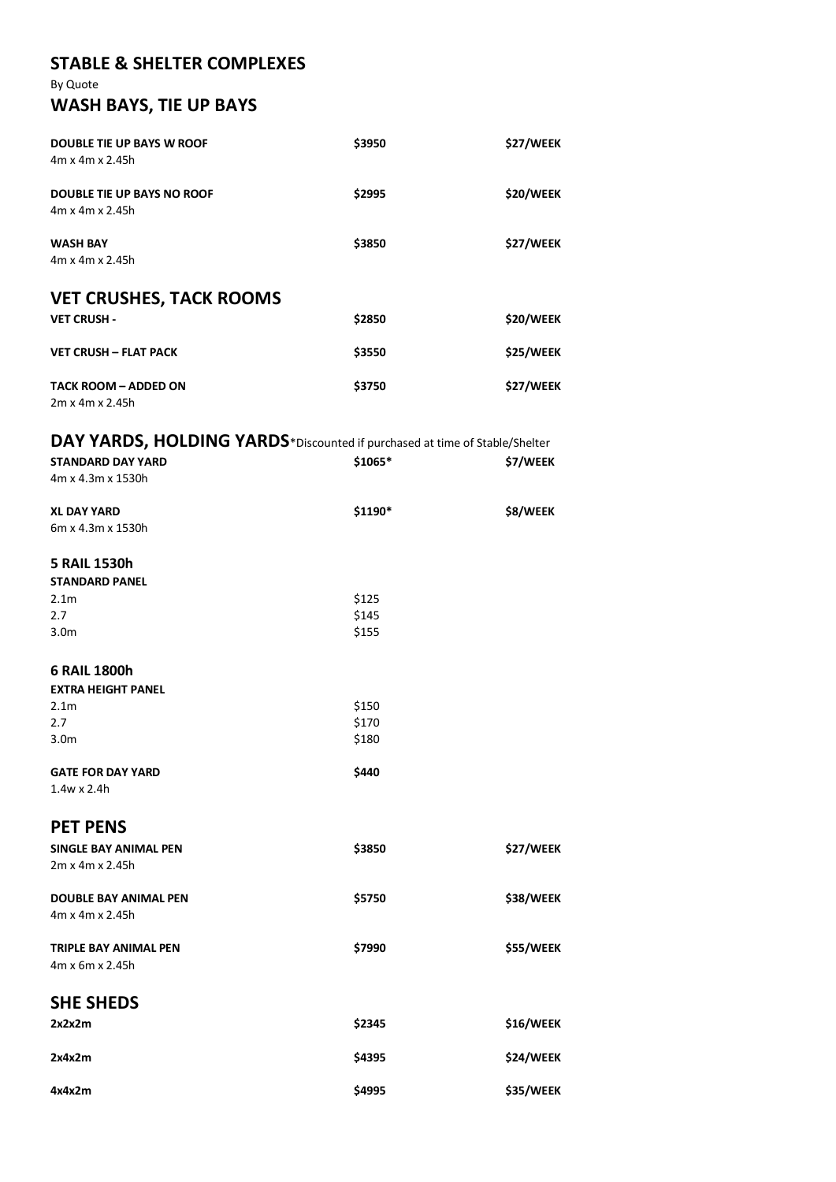## STABLE & SHELTER COMPLEXES

By Quote

## WASH BAYS, TIE UP BAYS

| | | |
|---|---|---|
| **DOUBLE TIE UP BAYS W ROOF**<br>4m x 4m x 2.45h | **$3950** | **$27/WEEK** |
| **DOUBLE TIE UP BAYS NO ROOF**<br>4m x 4m x 2.45h | **$2995** | **$20/WEEK** |
| **WASH BAY**<br>4m x 4m x 2.45h | **$3850** | **$27/WEEK** |

## VET CRUSHES, TACK ROOMS

| | | |
|---|---|---|
| **VET CRUSH -** | **$2850** | **$20/WEEK** |
| **VET CRUSH – FLAT PACK** | **$3550** | **$25/WEEK** |
| **TACK ROOM – ADDED ON**<br>2m x 4m x 2.45h | **$3750** | **$27/WEEK** |

## DAY YARDS, HOLDING YARDS

*Discounted if purchased at time of Stable/Shelter

| | | |
|---|---|---|
| **STANDARD DAY YARD**<br>4m x 4.3m x 1530h | **$1065*** | **$7/WEEK** |
| **XL DAY YARD**<br>6m x 4.3m x 1530h | **$1190*** | **$8/WEEK** |

### 5 RAIL 1530h

**STANDARD PANEL**

| | |
|---|---|
| 2.1m | $125 |
| 2.7 | $145 |
| 3.0m | $155 |

### 6 RAIL 1800h

**EXTRA HEIGHT PANEL**

| | |
|---|---|
| 2.1m | $150 |
| 2.7 | $170 |
| 3.0m | $180 |

| | |
|---|---|
| **GATE FOR DAY YARD**<br>1.4w x 2.4h | **$440** |

## PET PENS

| | | |
|---|---|---|
| **SINGLE BAY ANIMAL PEN**<br>2m x 4m x 2.45h | **$3850** | **$27/WEEK** |
| **DOUBLE BAY ANIMAL PEN**<br>4m x 4m x 2.45h | **$5750** | **$38/WEEK** |
| **TRIPLE BAY ANIMAL PEN**<br>4m x 6m x 2.45h | **$7990** | **$55/WEEK** |

## SHE SHEDS

| | | |
|---|---|---|
| **2x2x2m** | **$2345** | **$16/WEEK** |
| **2x4x2m** | **$4395** | **$24/WEEK** |
| **4x4x2m** | **$4995** | **$35/WEEK** |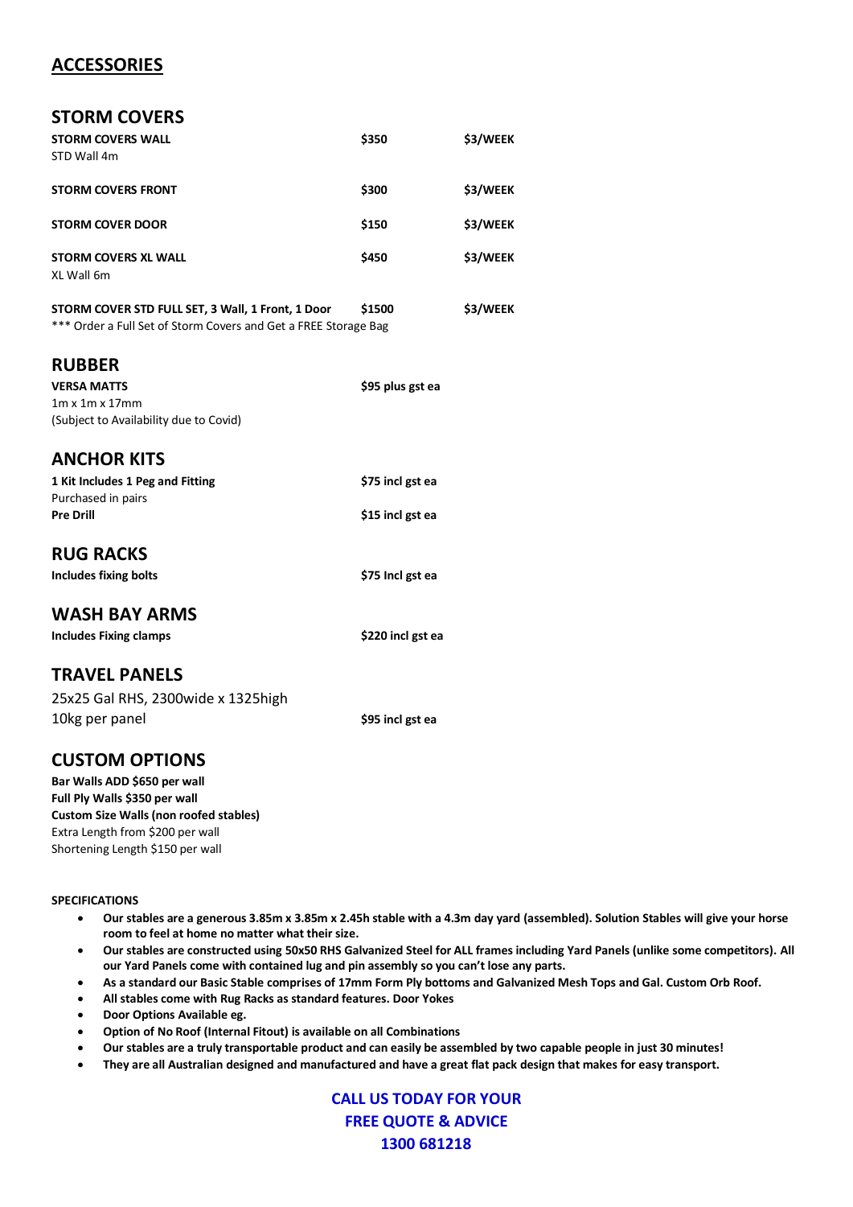# ACCESSORIES

## STORM COVERS

| | | |
|---|---|---|
| **STORM COVERS WALL**<br>STD Wall 4m | **$350** | **$3/WEEK** |
| **STORM COVERS FRONT** | **$300** | **$3/WEEK** |
| **STORM COVER DOOR** | **$150** | **$3/WEEK** |
| **STORM COVERS XL WALL**<br>XL Wall 6m | **$450** | **$3/WEEK** |
| **STORM COVER STD FULL SET, 3 Wall, 1 Front, 1 Door**<br>*** Order a Full Set of Storm Covers and Get a FREE Storage Bag | **$1500** | **$3/WEEK** |

## RUBBER

| | |
|---|---|
| **VERSA MATTS**<br>1m x 1m x 17mm<br>(Subject to Availability due to Covid) | **$95 plus gst ea** |

## ANCHOR KITS

| | |
|---|---|
| **1 Kit Includes 1 Peg and Fitting**<br>Purchased in pairs | **$75 incl gst ea** |
| **Pre Drill** | **$15 incl gst ea** |

## RUG RACKS

| | |
|---|---|
| **Includes fixing bolts** | **$75 Incl gst ea** |

## WASH BAY ARMS

| | |
|---|---|
| **Includes Fixing clamps** | **$220 incl gst ea** |

## TRAVEL PANELS

| | |
|---|---|
| 25x25 Gal RHS, 2300wide x 1325high<br>10kg per panel | **$95 incl gst ea** |

## CUSTOM OPTIONS

**Bar Walls ADD $650 per wall**
**Full Ply Walls $350 per wall**
**Custom Size Walls (non roofed stables)**
Extra Length from $200 per wall
Shortening Length $150 per wall

**SPECIFICATIONS**

- **Our stables are a generous 3.85m x 3.85m x 2.45h stable with a 4.3m day yard (assembled). Solution Stables will give your horse room to feel at home no matter what their size.**
- **Our stables are constructed using 50x50 RHS Galvanized Steel for ALL frames including Yard Panels (unlike some competitors). All our Yard Panels come with contained lug and pin assembly so you can't lose any parts.**
- **As a standard our Basic Stable comprises of 17mm Form Ply bottoms and Galvanized Mesh Tops and Gal. Custom Orb Roof.**
- **All stables come with Rug Racks as standard features. Door Yokes**
- **Door Options Available eg.**
- **Option of No Roof (Internal Fitout) is available on all Combinations**
- **Our stables are a truly transportable product and can easily be assembled by two capable people in just 30 minutes!**
- **They are all Australian designed and manufactured and have a great flat pack design that makes for easy transport.**

**CALL US TODAY FOR YOUR**
**FREE QUOTE & ADVICE**
**1300 681218**